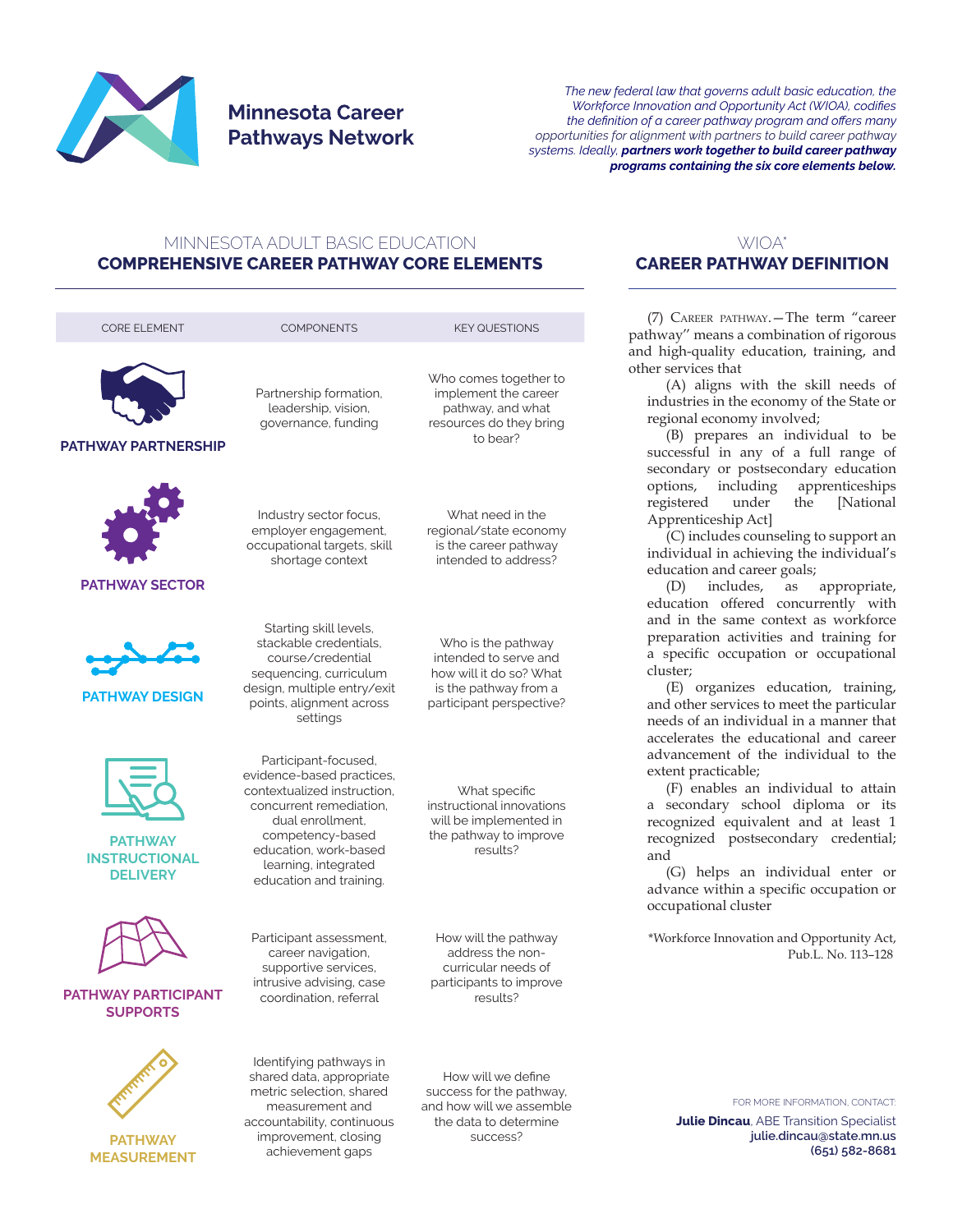# Minnesota Career Pathways Network

*The new federal law that governs adult basic education, the Workforce Innovation and Opportunity Act (WIOA), codifies the definition of a career pathway program and offers many opportunities for alignment with partners to build career pathway systems. Ideally,* ***partners work together to build career pathway programs containing the six core elements below.***

## MINNESOTA ADULT BASIC EDUCATION
## COMPREHENSIVE CAREER PATHWAY CORE ELEMENTS

| CORE ELEMENT | COMPONENTS | KEY QUESTIONS |
|---|---|---|
| **PATHWAY PARTNERSHIP** | Partnership formation, leadership, vision, governance, funding | Who comes together to implement the career pathway, and what resources do they bring to bear? |
| **PATHWAY SECTOR** | Industry sector focus, employer engagement, occupational targets, skill shortage context | What need in the regional/state economy is the career pathway intended to address? |
| **PATHWAY DESIGN** | Starting skill levels, stackable credentials, course/credential sequencing, curriculum design, multiple entry/exit points, alignment across settings | Who is the pathway intended to serve and how will it do so? What is the pathway from a participant perspective? |
| **PATHWAY INSTRUCTIONAL DELIVERY** | Participant-focused, evidence-based practices, contextualized instruction, concurrent remediation, dual enrollment, competency-based education, work-based learning, integrated education and training. | What specific instructional innovations will be implemented in the pathway to improve results? |
| **PATHWAY PARTICIPANT SUPPORTS** | Participant assessment, career navigation, supportive services, intrusive advising, case coordination, referral | How will the pathway address the non-curricular needs of participants to improve results? |
| **PATHWAY MEASUREMENT** | Identifying pathways in shared data, appropriate metric selection, shared measurement and accountability, continuous improvement, closing achievement gaps | How will we define success for the pathway, and how will we assemble the data to determine success? |

## WIOA*
## CAREER PATHWAY DEFINITION

(7) CAREER PATHWAY.—The term "career pathway'' means a combination of rigorous and high-quality education, training, and other services that

(A) aligns with the skill needs of industries in the economy of the State or regional economy involved;

(B) prepares an individual to be successful in any of a full range of secondary or postsecondary education options, including apprenticeships registered under the [National Apprenticeship Act]

(C) includes counseling to support an individual in achieving the individual's education and career goals;

(D) includes, as appropriate, education offered concurrently with and in the same context as workforce preparation activities and training for a specific occupation or occupational cluster;

(E) organizes education, training, and other services to meet the particular needs of an individual in a manner that accelerates the educational and career advancement of the individual to the extent practicable;

(F) enables an individual to attain a secondary school diploma or its recognized equivalent and at least 1 recognized postsecondary credential; and

(G) helps an individual enter or advance within a specific occupation or occupational cluster

*Workforce Innovation and Opportunity Act, Pub.L. No. 113–128

FOR MORE INFORMATION, CONTACT:

**Julie Dincau**, ABE Transition Specialist
**julie.dincau@state.mn.us**
**(651) 582-8681**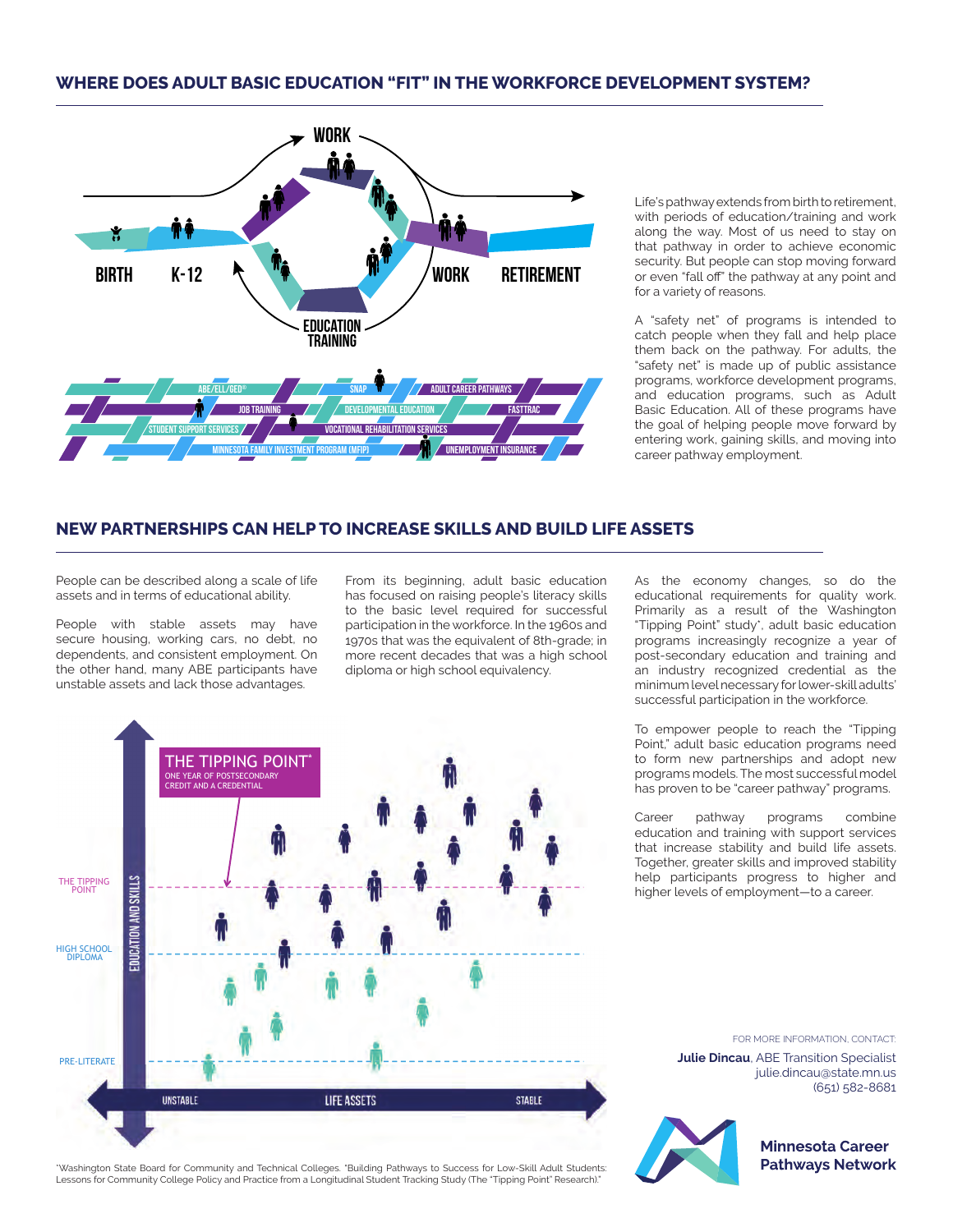## WHERE DOES ADULT BASIC EDUCATION "FIT" IN THE WORKFORCE DEVELOPMENT SYSTEM?

WORK

BIRTH

K-12

WORK

RETIREMENT

EDUCATION TRAINING

ABE/ELL/GED®

SNAP

ADULT CAREER PATHWAYS

JOB TRAINING

DEVELOPMENTAL EDUCATION

FASTTRAC

STUDENT SUPPORT SERVICES

VOCATIONAL REHABILITATION SERVICES

MINNESOTA FAMILY INVESTMENT PROGRAM (MFIP)

UNEMPLOYMENT INSURANCE

Life's pathway extends from birth to retirement, with periods of education/training and work along the way. Most of us need to stay on that pathway in order to achieve economic security. But people can stop moving forward or even "fall off" the pathway at any point and for a variety of reasons.

A "safety net" of programs is intended to catch people when they fall and help place them back on the pathway. For adults, the "safety net" is made up of public assistance programs, workforce development programs, and education programs, such as Adult Basic Education. All of these programs have the goal of helping people move forward by entering work, gaining skills, and moving into career pathway employment.

## NEW PARTNERSHIPS CAN HELP TO INCREASE SKILLS AND BUILD LIFE ASSETS

People can be described along a scale of life assets and in terms of educational ability.

People with stable assets may have secure housing, working cars, no debt, no dependents, and consistent employment. On the other hand, many ABE participants have unstable assets and lack those advantages.

From its beginning, adult basic education has focused on raising people's literacy skills to the basic level required for successful participation in the workforce. In the 1960s and 1970s that was the equivalent of 8th-grade; in more recent decades that was a high school diploma or high school equivalency.

As the economy changes, so do the educational requirements for quality work. Primarily as a result of the Washington "Tipping Point"* study*, adult basic education programs increasingly recognize a year of post-secondary education and training and an industry recognized credential as the minimum level necessary for lower-skill adults' successful participation in the workforce.

To empower people to reach the "Tipping Point," adult basic education programs need to form new partnerships and adopt new programs models. The most successful model has proven to be "career pathway" programs.

Career pathway programs combine education and training with support services that increase stability and build life assets. Together, greater skills and improved stability help participants progress to higher and higher levels of employment—to a career.

THE TIPPING POINT*
ONE YEAR OF POSTSECONDARY CREDIT AND A CREDENTIAL

THE TIPPING POINT

HIGH SCHOOL DIPLOMA

PRE-LITERATE

EDUCATION AND SKILLS

UNSTABLE

LIFE ASSETS

STABLE

*Washington State Board for Community and Technical Colleges. "Building Pathways to Success for Low-Skill Adult Students: Lessons for Community College Policy and Practice from a Longitudinal Student Tracking Study (The "Tipping Point" Research)."

FOR MORE INFORMATION, CONTACT:

**Julie Dincau**, ABE Transition Specialist
julie.dincau@state.mn.us
(651) 582-8681

**Minnesota Career Pathways Network**